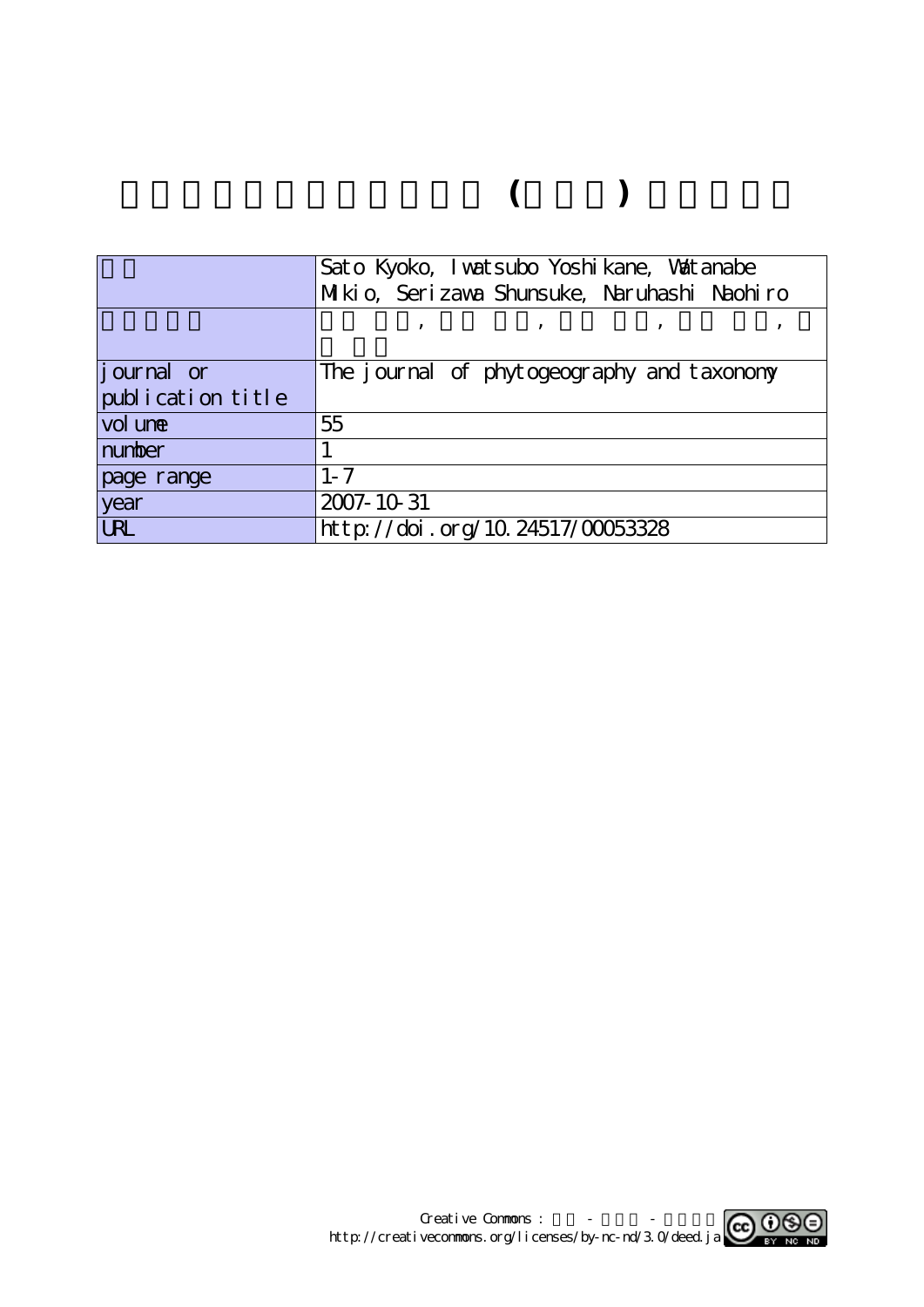# (　　　)

| | |
|---|---|
| | Sato Kyoko, Iwatsubo Yoshikane, Watanabe Mikio, Serizawa Shunsuke, Naruhashi Naohiro |
| | , , , , |
| journal or publication title | The journal of phytogeography and taxonomy |
| volume | 55 |
| number | 1 |
| page range | 1-7 |
| year | 2007-10-31 |
| URL | http://doi.org/10.24517/00053328 |

Creative Commons : - -
http://creativecommons.org/licenses/by-nc-nd/3.0/deed.ja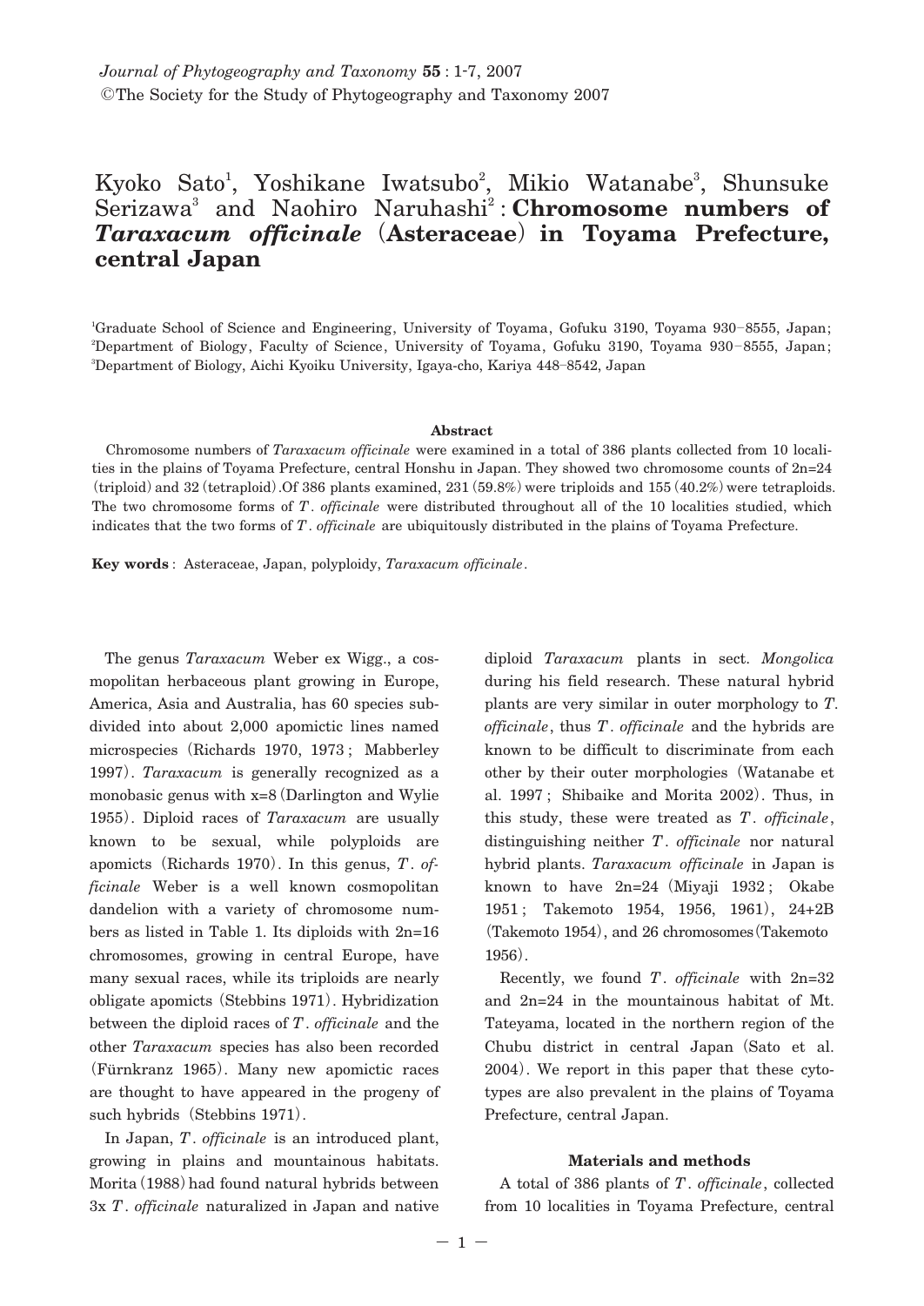Kyoko Sato[1], Yoshikane Iwatsubo[2], Mikio Watanabe[3], Shunsuke Serizawa[3] and Naohiro Naruhashi[2] : **Chromosome numbers of *Taraxacum officinale* (Asteraceae) in Toyama Prefecture, central Japan**

[1]Graduate School of Science and Engineering, University of Toyama, Gofuku 3190, Toyama 930–8555, Japan; [2]Department of Biology, Faculty of Science, University of Toyama, Gofuku 3190, Toyama 930–8555, Japan; [3]Department of Biology, Aichi Kyoiku University, Igaya-cho, Kariya 448–8542, Japan

### Abstract

Chromosome numbers of *Taraxacum officinale* were examined in a total of 386 plants collected from 10 localities in the plains of Toyama Prefecture, central Honshu in Japan. They showed two chromosome counts of 2n=24 (triploid) and 32 (tetraploid). Of 386 plants examined, 231 (59.8%) were triploids and 155 (40.2%) were tetraploids. The two chromosome forms of *T. officinale* were distributed throughout all of the 10 localities studied, which indicates that the two forms of *T. officinale* are ubiquitously distributed in the plains of Toyama Prefecture.

**Key words**: Asteraceae, Japan, polyploidy, *Taraxacum officinale*.

The genus *Taraxacum* Weber ex Wigg., a cosmopolitan herbaceous plant growing in Europe, America, Asia and Australia, has 60 species subdivided into about 2,000 apomictic lines named microspecies (Richards 1970, 1973; Mabberley 1997). *Taraxacum* is generally recognized as a monobasic genus with x=8 (Darlington and Wylie 1955). Diploid races of *Taraxacum* are usually known to be sexual, while polyploids are apomicts (Richards 1970). In this genus, *T. officinale* Weber is a well known cosmopolitan dandelion with a variety of chromosome numbers as listed in Table 1. Its diploids with 2n=16 chromosomes, growing in central Europe, have many sexual races, while its triploids are nearly obligate apomicts (Stebbins 1971). Hybridization between the diploid races of *T. officinale* and the other *Taraxacum* species has also been recorded (Fürnkranz 1965). Many new apomictic races are thought to have appeared in the progeny of such hybrids (Stebbins 1971).

In Japan, *T. officinale* is an introduced plant, growing in plains and mountainous habitats. Morita (1988) had found natural hybrids between 3x *T. officinale* naturalized in Japan and native diploid *Taraxacum* plants in sect. *Mongolica* during his field research. These natural hybrid plants are very similar in outer morphology to *T. officinale*, thus *T. officinale* and the hybrids are known to be difficult to discriminate from each other by their outer morphologies (Watanabe et al. 1997; Shibaike and Morita 2002). Thus, in this study, these were treated as *T. officinale*, distinguishing neither *T. officinale* nor natural hybrid plants. *Taraxacum officinale* in Japan is known to have 2n=24 (Miyaji 1932; Okabe 1951; Takemoto 1954, 1956, 1961), 24+2B (Takemoto 1954), and 26 chromosomes (Takemoto 1956).

Recently, we found *T. officinale* with 2n=32 and 2n=24 in the mountainous habitat of Mt. Tateyama, located in the northern region of the Chubu district in central Japan (Sato et al. 2004). We report in this paper that these cytotypes are also prevalent in the plains of Toyama Prefecture, central Japan.

## Materials and methods

A total of 386 plants of *T. officinale*, collected from 10 localities in Toyama Prefecture, central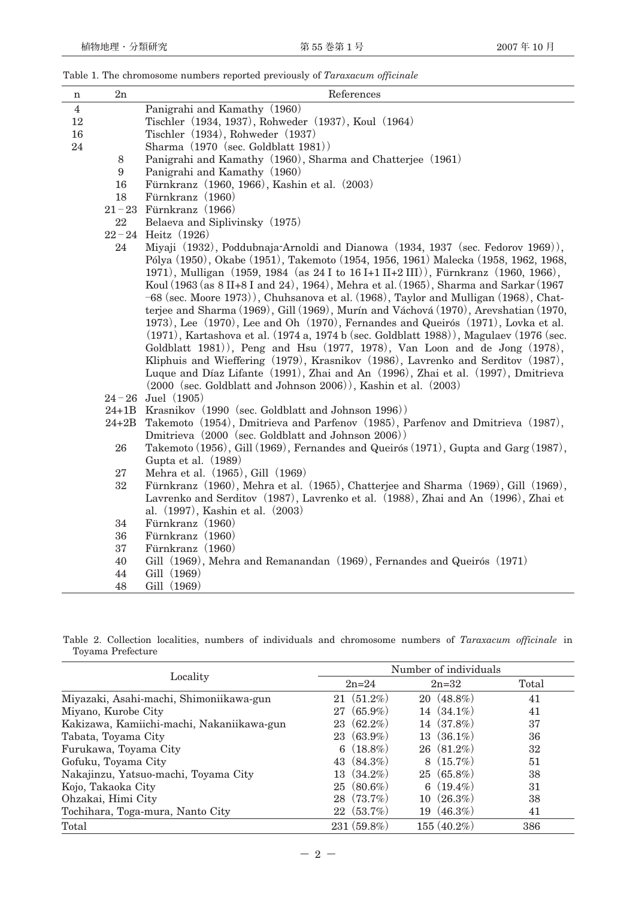Table 1. The chromosome numbers reported previously of *Taraxacum officinale*

| n | 2n | References |
|---|---|---|
| 4 | | Panigrahi and Kamathy (1960) |
| 12 | | Tischler (1934, 1937), Rohweder (1937), Koul (1964) |
| 16 | | Tischler (1934), Rohweder (1937) |
| 24 | | Sharma (1970 (sec. Goldblatt 1981)) |
| | 8 | Panigrahi and Kamathy (1960), Sharma and Chatterjee (1961) |
| | 9 | Panigrahi and Kamathy (1960) |
| | 16 | Fürnkranz (1960, 1966), Kashin et al. (2003) |
| | 18 | Fürnkranz (1960) |
| | 21–23 | Fürnkranz (1966) |
| | 22 | Belaeva and Siplivinsky (1975) |
| | 22–24 | Heitz (1926) |
| | 24 | Miyaji (1932), Poddubnaja-Arnoldi and Dianowa (1934, 1937 (sec. Fedorov 1969)), Pólya (1950), Okabe (1951), Takemoto (1954, 1956, 1961) Malecka (1958, 1962, 1968, 1971), Mulligan (1959, 1984 (as 24 I to 16 I+1 II+2 III)), Fürnkranz (1960, 1966), Koul (1963 (as 8 II+8 I and 24), 1964), Mehra et al. (1965), Sharma and Sarkar (1967–68 (sec. Moore 1973)), Chuhsanova et al. (1968), Taylor and Mulligan (1968), Chatterjee and Sharma (1969), Gill (1969), Murín and Váchová (1970), Arevshatian (1970, 1973), Lee (1970), Lee and Oh (1970), Fernandes and Queirós (1971), Lovka et al. (1971), Kartashova et al. (1974 a, 1974 b (sec. Goldblatt 1988)), Magulaev (1976 (sec. Goldblatt 1981)), Peng and Hsu (1977, 1978), Van Loon and de Jong (1978), Kliphuis and Wieffering (1979), Krasnikov (1986), Lavrenko and Serditov (1987), Luque and Díaz Lifante (1991), Zhai and An (1996), Zhai et al. (1997), Dmitrieva (2000 (sec. Goldblatt and Johnson 2006)), Kashin et al. (2003) |
| | 24–26 | Juel (1905) |
| | 24+1B | Krasnikov (1990 (sec. Goldblatt and Johnson 1996)) |
| | 24+2B | Takemoto (1954), Dmitrieva and Parfenov (1985), Parfenov and Dmitrieva (1987), Dmitrieva (2000 (sec. Goldblatt and Johnson 2006)) |
| | 26 | Takemoto (1956), Gill (1969), Fernandes and Queirós (1971), Gupta and Garg (1987), Gupta et al. (1989) |
| | 27 | Mehra et al. (1965), Gill (1969) |
| | 32 | Fürnkranz (1960), Mehra et al. (1965), Chatterjee and Sharma (1969), Gill (1969), Lavrenko and Serditov (1987), Lavrenko et al. (1988), Zhai and An (1996), Zhai et al. (1997), Kashin et al. (2003) |
| | 34 | Fürnkranz (1960) |
| | 36 | Fürnkranz (1960) |
| | 37 | Fürnkranz (1960) |
| | 40 | Gill (1969), Mehra and Remanandan (1969), Fernandes and Queirós (1971) |
| | 44 | Gill (1969) |
| | 48 | Gill (1969) |

Table 2. Collection localities, numbers of individuals and chromosome numbers of *Taraxacum officinale* in Toyama Prefecture

| Locality | Number of individuals | | |
|---|---|---|---|
| | 2n=24 | 2n=32 | Total |
| Miyazaki, Asahi-machi, Shimoniikawa-gun | 21 (51.2%) | 20 (48.8%) | 41 |
| Miyano, Kurobe City | 27 (65.9%) | 14 (34.1%) | 41 |
| Kakizawa, Kamiichi-machi, Nakaniikawa-gun | 23 (62.2%) | 14 (37.8%) | 37 |
| Tabata, Toyama City | 23 (63.9%) | 13 (36.1%) | 36 |
| Furukawa, Toyama City | 6 (18.8%) | 26 (81.2%) | 32 |
| Gofuku, Toyama City | 43 (84.3%) | 8 (15.7%) | 51 |
| Nakajinzu, Yatsuo-machi, Toyama City | 13 (34.2%) | 25 (65.8%) | 38 |
| Kojo, Takaoka City | 25 (80.6%) | 6 (19.4%) | 31 |
| Ohzakai, Himi City | 28 (73.7%) | 10 (26.3%) | 38 |
| Tochihara, Toga-mura, Nanto City | 22 (53.7%) | 19 (46.3%) | 41 |
| Total | 231 (59.8%) | 155 (40.2%) | 386 |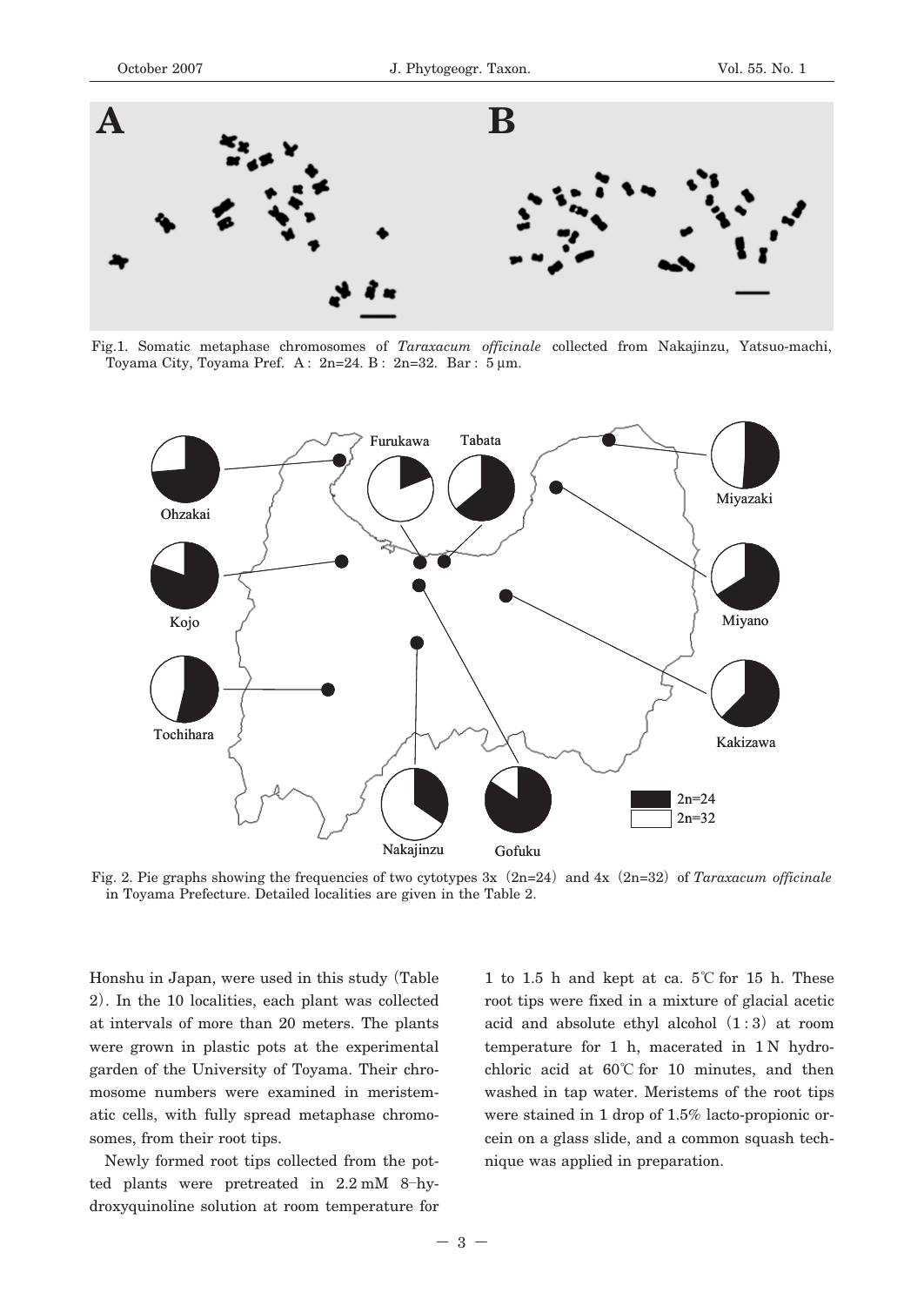Fig.1. Somatic metaphase chromosomes of *Taraxacum officinale* collected from Nakajinzu, Yatsuo-machi, Toyama City, Toyama Pref. A : 2n=24. B : 2n=32. Bar : 5 µm.

Fig. 2. Pie graphs showing the frequencies of two cytotypes 3x (2n=24) and 4x (2n=32) of *Taraxacum officinale* in Toyama Prefecture. Detailed localities are given in the Table 2.

Honshu in Japan, were used in this study (Table 2). In the 10 localities, each plant was collected at intervals of more than 20 meters. The plants were grown in plastic pots at the experimental garden of the University of Toyama. Their chromosome numbers were examined in meristematic cells, with fully spread metaphase chromosomes, from their root tips.

Newly formed root tips collected from the potted plants were pretreated in 2.2 mM 8–hydroxyquinoline solution at room temperature for 1 to 1.5 h and kept at ca. 5℃ for 15 h. These root tips were fixed in a mixture of glacial acetic acid and absolute ethyl alcohol (1 : 3) at room temperature for 1 h, macerated in 1 N hydrochloric acid at 60℃ for 10 minutes, and then washed in tap water. Meristems of the root tips were stained in 1 drop of 1.5% lacto-propionic orcein on a glass slide, and a common squash technique was applied in preparation.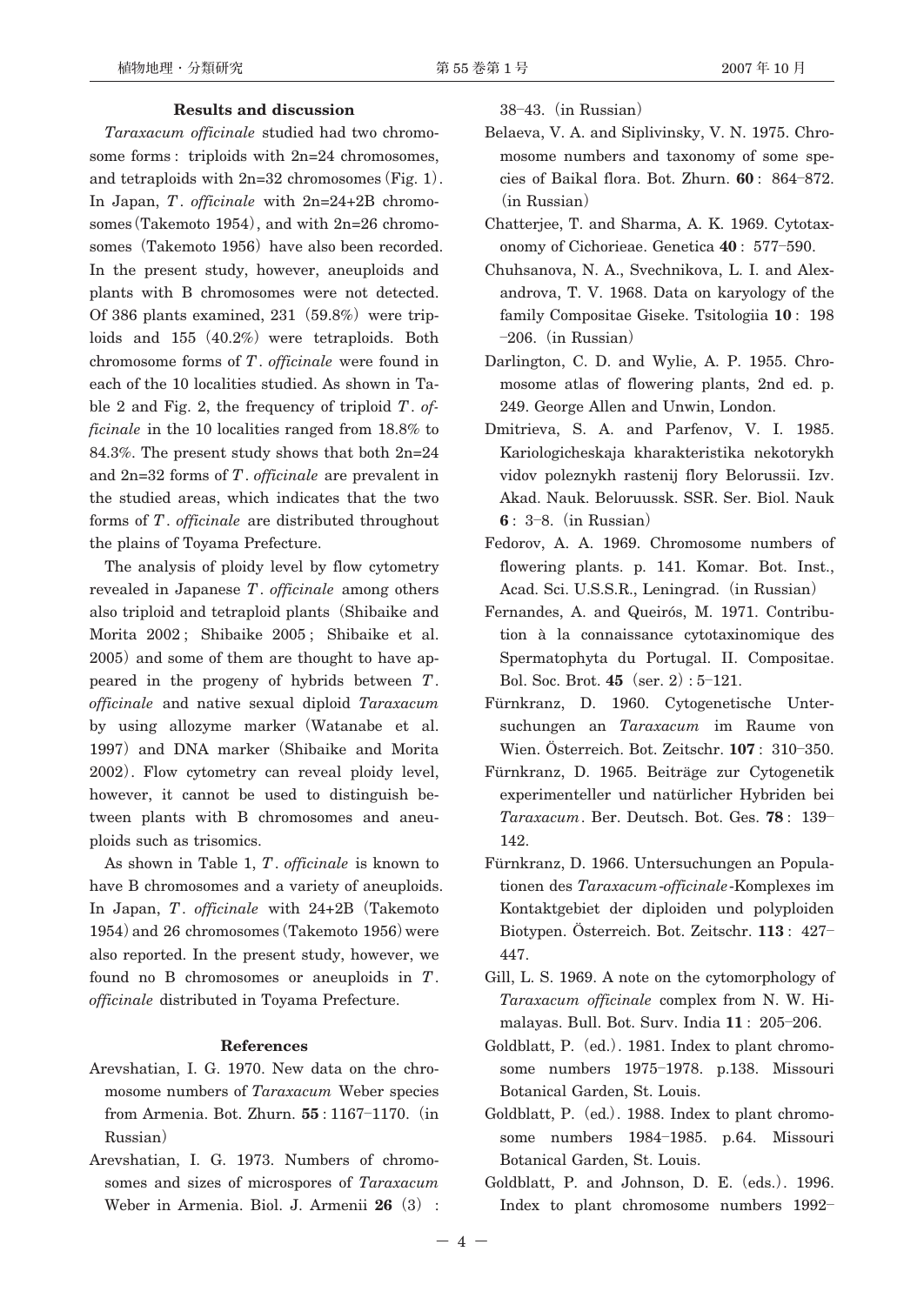## Results and discussion

*Taraxacum officinale* studied had two chromosome forms : triploids with 2n=24 chromosomes, and tetraploids with 2n=32 chromosomes（Fig. 1）. In Japan, *T. officinale* with 2n=24+2B chromosomes（Takemoto 1954）, and with 2n=26 chromosomes（Takemoto 1956）have also been recorded. In the present study, however, aneuploids and plants with B chromosomes were not detected. Of 386 plants examined, 231（59.8%）were triploids and 155（40.2%）were tetraploids. Both chromosome forms of *T. officinale* were found in each of the 10 localities studied. As shown in Table 2 and Fig. 2, the frequency of triploid *T. officinale* in the 10 localities ranged from 18.8% to 84.3%. The present study shows that both 2n=24 and 2n=32 forms of *T. officinale* are prevalent in the studied areas, which indicates that the two forms of *T. officinale* are distributed throughout the plains of Toyama Prefecture.

The analysis of ploidy level by flow cytometry revealed in Japanese *T. officinale* among others also triploid and tetraploid plants（Shibaike and Morita 2002 ; Shibaike 2005 ; Shibaike et al. 2005）and some of them are thought to have appeared in the progeny of hybrids between *T. officinale* and native sexual diploid *Taraxacum* by using allozyme marker（Watanabe et al. 1997）and DNA marker（Shibaike and Morita 2002）. Flow cytometry can reveal ploidy level, however, it cannot be used to distinguish between plants with B chromosomes and aneuploids such as trisomics.

As shown in Table 1, *T. officinale* is known to have B chromosomes and a variety of aneuploids. In Japan, *T. officinale* with 24+2B（Takemoto 1954）and 26 chromosomes（Takemoto 1956）were also reported. In the present study, however, we found no B chromosomes or aneuploids in *T. officinale* distributed in Toyama Prefecture.

## References

Arevshatian, I. G. 1970. New data on the chromosome numbers of *Taraxacum* Weber species from Armenia. Bot. Zhurn. **55** : 1167–1170.（in Russian）

Arevshatian, I. G. 1973. Numbers of chromosomes and sizes of microspores of *Taraxacum* Weber in Armenia. Biol. J. Armenii **26**（3）: 38–43.（in Russian）

Belaeva, V. A. and Siplivinsky, V. N. 1975. Chromosome numbers and taxonomy of some species of Baikal flora. Bot. Zhurn. **60** : 864–872.（in Russian）

Chatterjee, T. and Sharma, A. K. 1969. Cytotaxonomy of Cichorieae. Genetica **40** : 577–590.

Chuhsanova, N. A., Svechnikova, L. I. and Alexandrova, T. V. 1968. Data on karyology of the family Compositae Giseke. Tsitologiia **10** : 198–206.（in Russian）

Darlington, C. D. and Wylie, A. P. 1955. Chromosome atlas of flowering plants, 2nd ed. p. 249. George Allen and Unwin, London.

Dmitrieva, S. A. and Parfenov, V. I. 1985. Kariologicheskaja kharakteristika nekotorykh vidov poleznykh rastenij flory Belorussii. Izv. Akad. Nauk. Beloruussk. SSR. Ser. Biol. Nauk **6** : 3–8.（in Russian）

Fedorov, A. A. 1969. Chromosome numbers of flowering plants. p. 141. Komar. Bot. Inst., Acad. Sci. U.S.S.R., Leningrad.（in Russian）

Fernandes, A. and Queirós, M. 1971. Contribution à la connaissance cytotaxinomique des Spermatophyta du Portugal. II. Compositae. Bol. Soc. Brot. **45**（ser. 2）: 5–121.

Fürnkranz, D. 1960. Cytogenetische Untersuchungen an *Taraxacum* im Raume von Wien. Österreich. Bot. Zeitschr. **107** : 310–350.

Fürnkranz, D. 1965. Beiträge zur Cytogenetik experimenteller und natürlicher Hybriden bei *Taraxacum*. Ber. Deutsch. Bot. Ges. **78** : 139–142.

Fürnkranz, D. 1966. Untersuchungen an Populationen des *Taraxacum-officinale*-Komplexes im Kontaktgebiet der diploiden und polyploiden Biotypen. Österreich. Bot. Zeitschr. **113** : 427–447.

Gill, L. S. 1969. A note on the cytomorphology of *Taraxacum officinale* complex from N. W. Himalayas. Bull. Bot. Surv. India **11** : 205–206.

Goldblatt, P.（ed.）. 1981. Index to plant chromosome numbers 1975–1978. p.138. Missouri Botanical Garden, St. Louis.

Goldblatt, P.（ed.）. 1988. Index to plant chromosome numbers 1984–1985. p.64. Missouri Botanical Garden, St. Louis.

Goldblatt, P. and Johnson, D. E.（eds.）. 1996. Index to plant chromosome numbers 1992–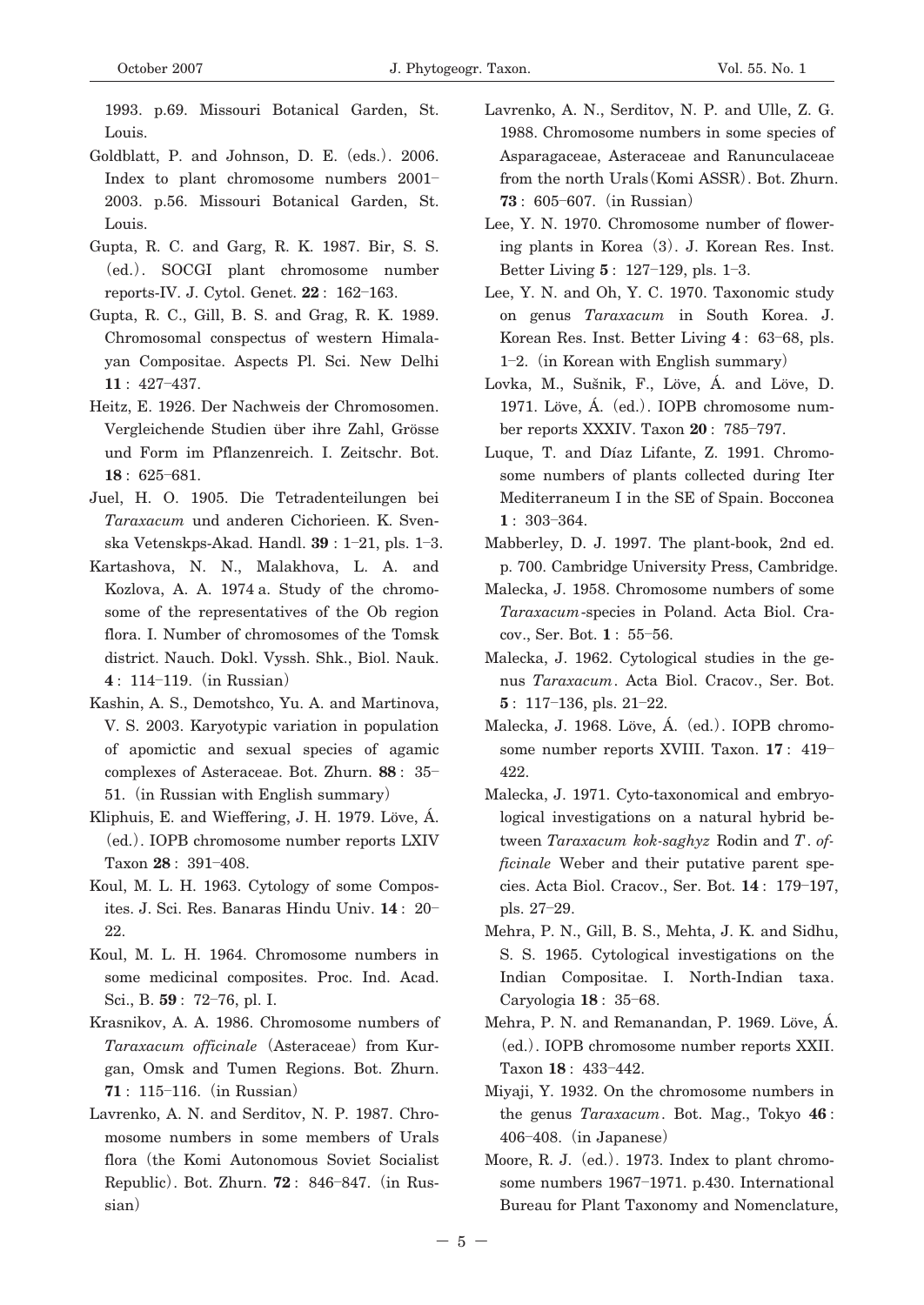1993. p.69. Missouri Botanical Garden, St. Louis.

Goldblatt, P. and Johnson, D. E. (eds.). 2006. Index to plant chromosome numbers 2001–2003. p.56. Missouri Botanical Garden, St. Louis.

Gupta, R. C. and Garg, R. K. 1987. Bir, S. S. (ed.). SOCGI plant chromosome number reports-IV. J. Cytol. Genet. **22**: 162–163.

Gupta, R. C., Gill, B. S. and Grag, R. K. 1989. Chromosomal conspectus of western Himalayan Compositae. Aspects Pl. Sci. New Delhi **11**: 427–437.

Heitz, E. 1926. Der Nachweis der Chromosomen. Vergleichende Studien über ihre Zahl, Grösse und Form im Pflanzenreich. I. Zeitschr. Bot. **18**: 625–681.

Juel, H. O. 1905. Die Tetradenteilungen bei *Taraxacum* und anderen Cichorieen. K. Svenska Vetenskps-Akad. Handl. **39**: 1–21, pls. 1–3.

Kartashova, N. N., Malakhova, L. A. and Kozlova, A. A. 1974 a. Study of the chromosome of the representatives of the Ob region flora. I. Number of chromosomes of the Tomsk district. Nauch. Dokl. Vyssh. Shk., Biol. Nauk. **4**: 114–119. (in Russian)

Kashin, A. S., Demotshco, Yu. A. and Martinova, V. S. 2003. Karyotypic variation in population of apomictic and sexual species of agamic complexes of Asteraceae. Bot. Zhurn. **88**: 35–51. (in Russian with English summary)

Kliphuis, E. and Wieffering, J. H. 1979. Löve, Á. (ed.). IOPB chromosome number reports LXIV Taxon **28**: 391–408.

Koul, M. L. H. 1963. Cytology of some Composites. J. Sci. Res. Banaras Hindu Univ. **14**: 20–22.

Koul, M. L. H. 1964. Chromosome numbers in some medicinal composites. Proc. Ind. Acad. Sci., B. **59**: 72–76, pl. I.

Krasnikov, A. A. 1986. Chromosome numbers of *Taraxacum officinale* (Asteraceae) from Kurgan, Omsk and Tumen Regions. Bot. Zhurn. **71**: 115–116. (in Russian)

Lavrenko, A. N. and Serditov, N. P. 1987. Chromosome numbers in some members of Urals flora (the Komi Autonomous Soviet Socialist Republic). Bot. Zhurn. **72**: 846–847. (in Russian)

Lavrenko, A. N., Serditov, N. P. and Ulle, Z. G. 1988. Chromosome numbers in some species of Asparagaceae, Asteraceae and Ranunculaceae from the north Urals (Komi ASSR). Bot. Zhurn. **73**: 605–607. (in Russian)

Lee, Y. N. 1970. Chromosome number of flowering plants in Korea (3). J. Korean Res. Inst. Better Living **5**: 127–129, pls. 1–3.

Lee, Y. N. and Oh, Y. C. 1970. Taxonomic study on genus *Taraxacum* in South Korea. J. Korean Res. Inst. Better Living **4**: 63–68, pls. 1–2. (in Korean with English summary)

Lovka, M., Sušnik, F., Löve, Á. and Löve, D. 1971. Löve, Á. (ed.). IOPB chromosome number reports XXXIV. Taxon **20**: 785–797.

Luque, T. and Díaz Lifante, Z. 1991. Chromosome numbers of plants collected during Iter Mediterraneum I in the SE of Spain. Bocconea **1**: 303–364.

Mabberley, D. J. 1997. The plant-book, 2nd ed. p. 700. Cambridge University Press, Cambridge.

Malecka, J. 1958. Chromosome numbers of some *Taraxacum*-species in Poland. Acta Biol. Cracov., Ser. Bot. **1**: 55–56.

Malecka, J. 1962. Cytological studies in the genus *Taraxacum*. Acta Biol. Cracov., Ser. Bot. **5**: 117–136, pls. 21–22.

Malecka, J. 1968. Löve, Á. (ed.). IOPB chromosome number reports XVIII. Taxon. **17**: 419–422.

Malecka, J. 1971. Cyto-taxonomical and embryological investigations on a natural hybrid between *Taraxacum kok-saghyz* Rodin and *T. officinale* Weber and their putative parent species. Acta Biol. Cracov., Ser. Bot. **14**: 179–197, pls. 27–29.

Mehra, P. N., Gill, B. S., Mehta, J. K. and Sidhu, S. S. 1965. Cytological investigations on the Indian Compositae. I. North-Indian taxa. Caryologia **18**: 35–68.

Mehra, P. N. and Remanandan, P. 1969. Löve, Á. (ed.). IOPB chromosome number reports XXII. Taxon **18**: 433–442.

Miyaji, Y. 1932. On the chromosome numbers in the genus *Taraxacum*. Bot. Mag., Tokyo **46**: 406–408. (in Japanese)

Moore, R. J. (ed.). 1973. Index to plant chromosome numbers 1967–1971. p.430. International Bureau for Plant Taxonomy and Nomenclature,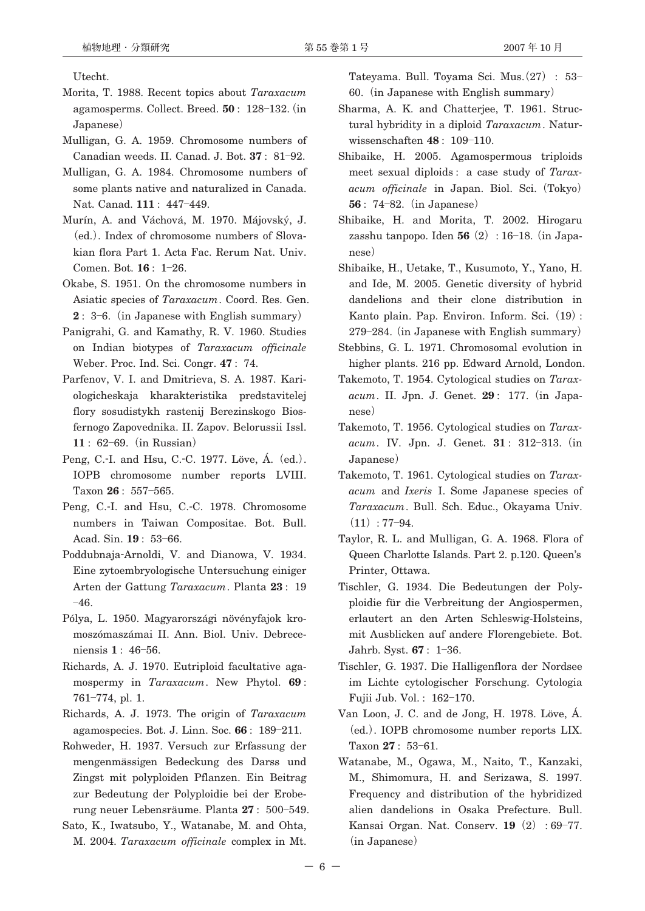Utecht.

Morita, T. 1988. Recent topics about *Taraxacum* agamosperms. Collect. Breed. **50**: 128–132. (in Japanese)

Mulligan, G. A. 1959. Chromosome numbers of Canadian weeds. II. Canad. J. Bot. **37**: 81–92.

Mulligan, G. A. 1984. Chromosome numbers of some plants native and naturalized in Canada. Nat. Canad. **111**: 447–449.

Murín, A. and Váchová, M. 1970. Májovský, J. (ed.). Index of chromosome numbers of Slovakian flora Part 1. Acta Fac. Rerum Nat. Univ. Comen. Bot. **16**: 1–26.

Okabe, S. 1951. On the chromosome numbers in Asiatic species of *Taraxacum*. Coord. Res. Gen. **2**: 3–6. (in Japanese with English summary)

Panigrahi, G. and Kamathy, R. V. 1960. Studies on Indian biotypes of *Taraxacum officinale* Weber. Proc. Ind. Sci. Congr. **47**: 74.

Parfenov, V. I. and Dmitrieva, S. A. 1987. Kariologicheskaja kharakteristika predstavitelej flory sosudistykh rastenij Berezinskogo Biosfernogo Zapovednika. II. Zapov. Belorussii Issl. **11**: 62–69. (in Russian)

Peng, C.-I. and Hsu, C.-C. 1977. Löve, Á. (ed.). IOPB chromosome number reports LVIII. Taxon **26**: 557–565.

Peng, C.-I. and Hsu, C.-C. 1978. Chromosome numbers in Taiwan Compositae. Bot. Bull. Acad. Sin. **19**: 53–66.

Poddubnaja-Arnoldi, V. and Dianowa, V. 1934. Eine zytoembryologische Untersuchung einiger Arten der Gattung *Taraxacum*. Planta **23**: 19–46.

Pólya, L. 1950. Magyarországi növényfajok kromoszómaszámai II. Ann. Biol. Univ. Debreceniensis **1**: 46–56.

Richards, A. J. 1970. Eutriploid facultative agamospermy in *Taraxacum*. New Phytol. **69**: 761–774, pl. 1.

Richards, A. J. 1973. The origin of *Taraxacum* agamospecies. Bot. J. Linn. Soc. **66**: 189–211.

Rohweder, H. 1937. Versuch zur Erfassung der mengenmässigen Bedeckung des Darss und Zingst mit polyploiden Pflanzen. Ein Beitrag zur Bedeutung der Polyploidie bei der Eroberung neuer Lebensräume. Planta **27**: 500–549.

Sato, K., Iwatsubo, Y., Watanabe, M. and Ohta, M. 2004. *Taraxacum officinale* complex in Mt. Tateyama. Bull. Toyama Sci. Mus. (27): 53–60. (in Japanese with English summary)

Sharma, A. K. and Chatterjee, T. 1961. Structural hybridity in a diploid *Taraxacum*. Naturwissenschaften **48**: 109–110.

Shibaike, H. 2005. Agamospermous triploids meet sexual diploids: a case study of *Taraxacum officinale* in Japan. Biol. Sci. (Tokyo) **56**: 74–82. (in Japanese)

Shibaike, H. and Morita, T. 2002. Hirogaru zasshu tanpopo. Iden **56** (2): 16–18. (in Japanese)

Shibaike, H., Uetake, T., Kusumoto, Y., Yano, H. and Ide, M. 2005. Genetic diversity of hybrid dandelions and their clone distribution in Kanto plain. Pap. Environ. Inform. Sci. (19): 279–284. (in Japanese with English summary)

Stebbins, G. L. 1971. Chromosomal evolution in higher plants. 216 pp. Edward Arnold, London.

Takemoto, T. 1954. Cytological studies on *Taraxacum*. II. Jpn. J. Genet. **29**: 177. (in Japanese)

Takemoto, T. 1956. Cytological studies on *Taraxacum*. IV. Jpn. J. Genet. **31**: 312–313. (in Japanese)

Takemoto, T. 1961. Cytological studies on *Taraxacum* and *Ixeris* I. Some Japanese species of *Taraxacum*. Bull. Sch. Educ., Okayama Univ. (11): 77–94.

Taylor, R. L. and Mulligan, G. A. 1968. Flora of Queen Charlotte Islands. Part 2. p.120. Queen's Printer, Ottawa.

Tischler, G. 1934. Die Bedeutungen der Polyploidie für die Verbreitung der Angiospermen, erlautert an den Arten Schleswig-Holsteins, mit Ausblicken auf andere Florengebiete. Bot. Jahrb. Syst. **67**: 1–36.

Tischler, G. 1937. Die Halligenflora der Nordsee im Lichte cytologischer Forschung. Cytologia Fujii Jub. Vol.: 162–170.

Van Loon, J. C. and de Jong, H. 1978. Löve, Á. (ed.). IOPB chromosome number reports LIX. Taxon **27**: 53–61.

Watanabe, M., Ogawa, M., Naito, T., Kanzaki, M., Shimomura, H. and Serizawa, S. 1997. Frequency and distribution of the hybridized alien dandelions in Osaka Prefecture. Bull. Kansai Organ. Nat. Conserv. **19** (2): 69–77. (in Japanese)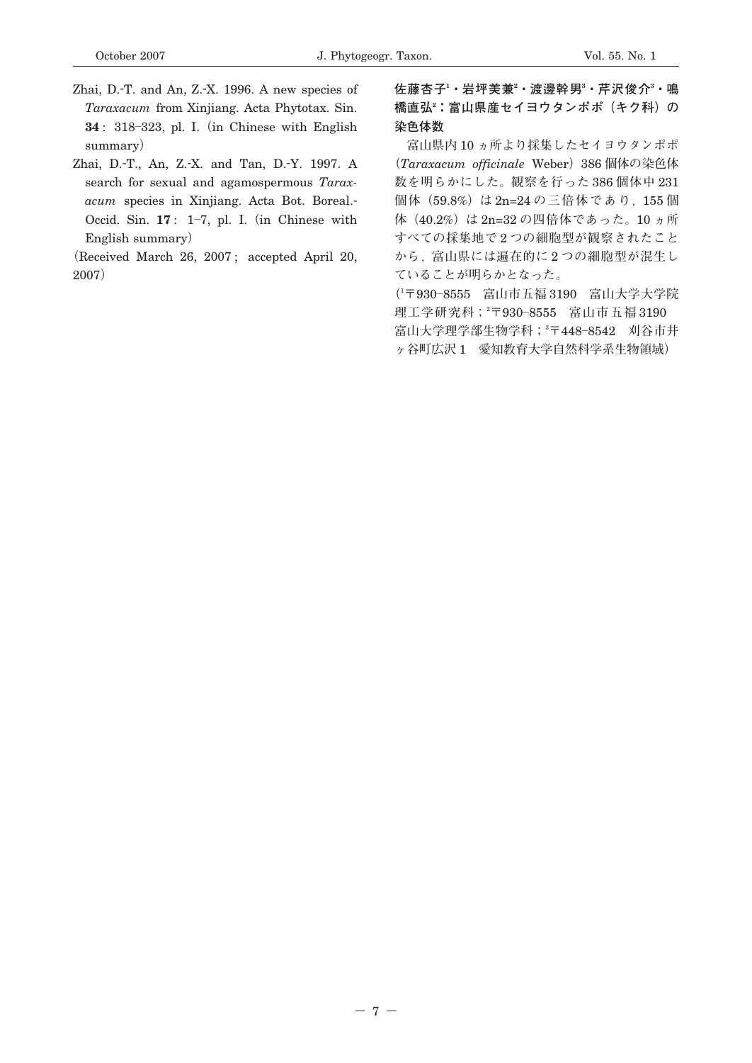Zhai, D.-T. and An, Z.-X. 1996. A new species of *Taraxacum* from Xinjiang. Acta Phytotax. Sin. **34**: 318–323, pl. I. (in Chinese with English summary)

Zhai, D.-T., An, Z.-X. and Tan, D.-Y. 1997. A search for sexual and agamospermous *Taraxacum* species in Xinjiang. Acta Bot. Boreal.-Occid. Sin. **17**: 1–7, pl. I. (in Chinese with English summary)

(Received March 26, 2007; accepted April 20, 2007)

**佐藤杏子[1]・岩坪美兼[2]・渡邊幹男[3]・芹沢俊介[3]・鳴橋直弘[2]：富山県産セイヨウタンポポ（キク科）の染色体数**

富山県内10ヵ所より採集したセイヨウタンポポ（*Taraxacum officinale* Weber）386個体の染色体数を明らかにした。観察を行った386個体中231個体（59.8%）は2n=24の三倍体であり，155個体（40.2%）は2n=32の四倍体であった。10ヵ所すべての採集地で2つの細胞型が観察されたことから，富山県には遍在的に2つの細胞型が混生していることが明らかとなった。

([1]〒930–8555　富山市五福3190　富山大学大学院理工学研究科；[2]〒930–8555　富山市五福3190　富山大学理学部生物学科；[3]〒448–8542　刈谷市井ヶ谷町広沢1　愛知教育大学自然科学系生物領域)